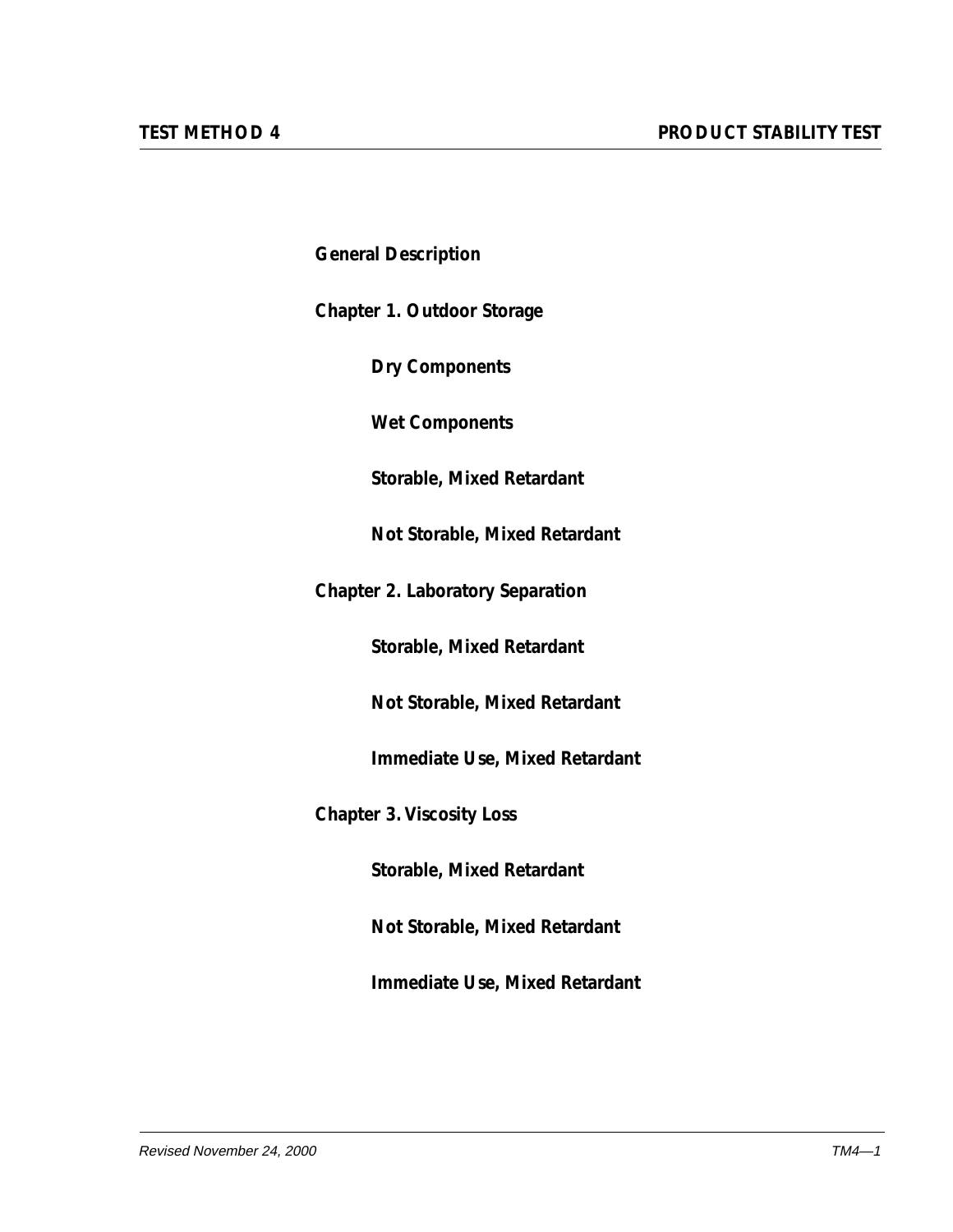**General Description**

**Chapter 1. Outdoor Storage**

- **Dry Components**
- **Wet Components**
- **Storable, Mixed Retardant**
- **Not Storable, Mixed Retardant**

**Chapter 2. Laboratory Separation**

- **Storable, Mixed Retardant**
- **Not Storable, Mixed Retardant**
- **Immediate Use, Mixed Retardant**

**Chapter 3. Viscosity Loss**

- **Storable, Mixed Retardant**
- **Not Storable, Mixed Retardant**
- **Immediate Use, Mixed Retardant**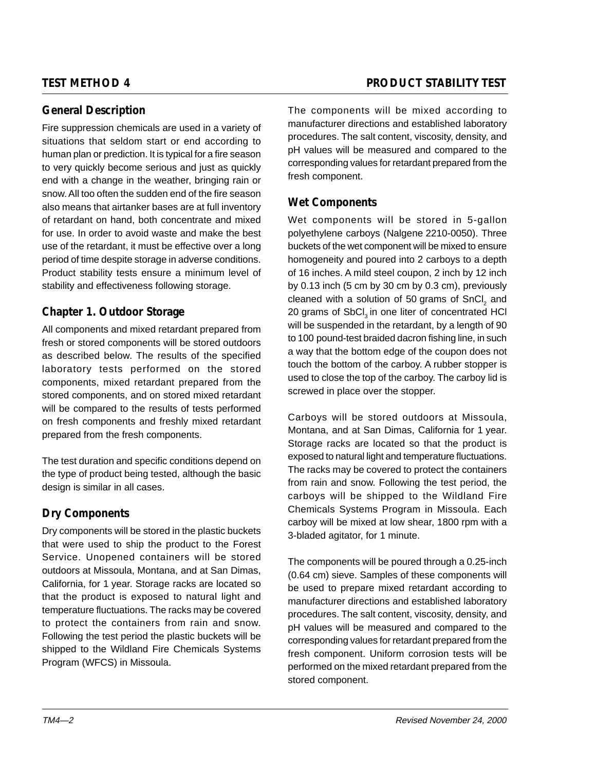# TEST METHOD 4 — PRODUCT STABILITY TEST

## General Description

Fire suppression chemicals are used in a variety of situations that seldom start or end according to human plan or prediction. It is typical for a fire season to very quickly become serious and just as quickly end with a change in the weather, bringing rain or snow. All too often the sudden end of the fire season also means that airtanker bases are at full inventory of retardant on hand, both concentrate and mixed for use. In order to avoid waste and make the best use of the retardant, it must be effective over a long period of time despite storage in adverse conditions. Product stability tests ensure a minimum level of stability and effectiveness following storage.

## Chapter 1. Outdoor Storage

All components and mixed retardant prepared from fresh or stored components will be stored outdoors as described below. The results of the specified laboratory tests performed on the stored components, mixed retardant prepared from the stored components, and on stored mixed retardant will be compared to the results of tests performed on fresh components and freshly mixed retardant prepared from the fresh components.

The test duration and specific conditions depend on the type of product being tested, although the basic design is similar in all cases.

## Dry Components

Dry components will be stored in the plastic buckets that were used to ship the product to the Forest Service. Unopened containers will be stored outdoors at Missoula, Montana, and at San Dimas, California, for 1 year. Storage racks are located so that the product is exposed to natural light and temperature fluctuations. The racks may be covered to protect the containers from rain and snow. Following the test period the plastic buckets will be shipped to the Wildland Fire Chemicals Systems Program (WFCS) in Missoula.

The components will be mixed according to manufacturer directions and established laboratory procedures. The salt content, viscosity, density, and pH values will be measured and compared to the corresponding values for retardant prepared from the fresh component.

## Wet Components

Wet components will be stored in 5-gallon polyethylene carboys (Nalgene 2210-0050). Three buckets of the wet component will be mixed to ensure homogeneity and poured into 2 carboys to a depth of 16 inches. A mild steel coupon, 2 inch by 12 inch by 0.13 inch (5 cm by 30 cm by 0.3 cm), previously cleaned with a solution of 50 grams of $SnCl_2$ and 20 grams of $SbCl_3$ in one liter of concentrated HCl will be suspended in the retardant, by a length of 90 to 100 pound-test braided dacron fishing line, in such a way that the bottom edge of the coupon does not touch the bottom of the carboy. A rubber stopper is used to close the top of the carboy. The carboy lid is screwed in place over the stopper.

Carboys will be stored outdoors at Missoula, Montana, and at San Dimas, California for 1 year. Storage racks are located so that the product is exposed to natural light and temperature fluctuations. The racks may be covered to protect the containers from rain and snow. Following the test period, the carboys will be shipped to the Wildland Fire Chemicals Systems Program in Missoula. Each carboy will be mixed at low shear, 1800 rpm with a 3-bladed agitator, for 1 minute.

The components will be poured through a 0.25-inch (0.64 cm) sieve. Samples of these components will be used to prepare mixed retardant according to manufacturer directions and established laboratory procedures. The salt content, viscosity, density, and pH values will be measured and compared to the corresponding values for retardant prepared from the fresh component. Uniform corrosion tests will be performed on the mixed retardant prepared from the stored component.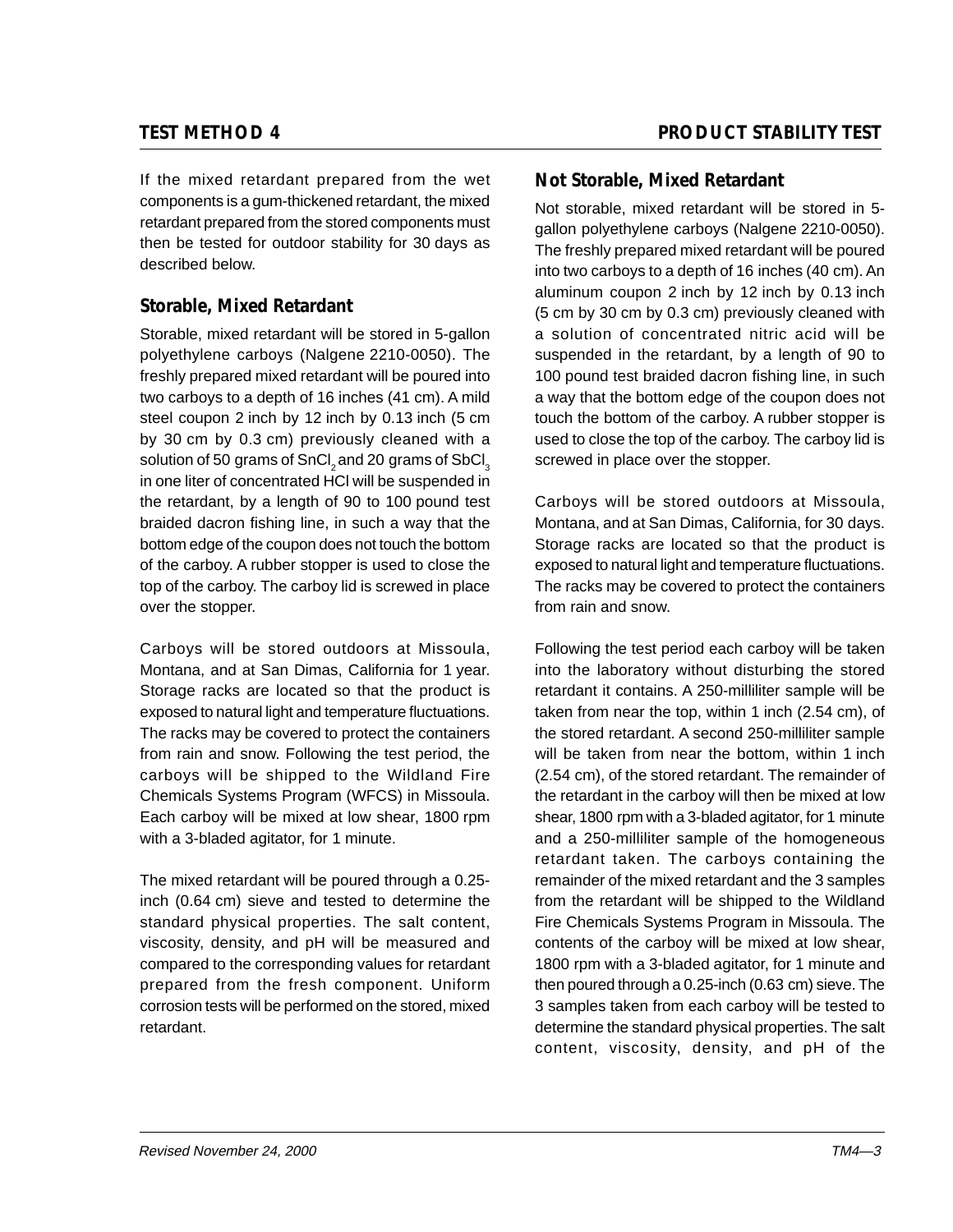If the mixed retardant prepared from the wet components is a gum-thickened retardant, the mixed retardant prepared from the stored components must then be tested for outdoor stability for 30 days as described below.

## Storable, Mixed Retardant

Storable, mixed retardant will be stored in 5-gallon polyethylene carboys (Nalgene 2210-0050). The freshly prepared mixed retardant will be poured into two carboys to a depth of 16 inches (41 cm). A mild steel coupon 2 inch by 12 inch by 0.13 inch (5 cm by 30 cm by 0.3 cm) previously cleaned with a solution of 50 grams of $SnCl_2$ and 20 grams of $SbCl_3$ in one liter of concentrated HCl will be suspended in the retardant, by a length of 90 to 100 pound test braided dacron fishing line, in such a way that the bottom edge of the coupon does not touch the bottom of the carboy. A rubber stopper is used to close the top of the carboy. The carboy lid is screwed in place over the stopper.

Carboys will be stored outdoors at Missoula, Montana, and at San Dimas, California for 1 year. Storage racks are located so that the product is exposed to natural light and temperature fluctuations. The racks may be covered to protect the containers from rain and snow. Following the test period, the carboys will be shipped to the Wildland Fire Chemicals Systems Program (WFCS) in Missoula. Each carboy will be mixed at low shear, 1800 rpm with a 3-bladed agitator, for 1 minute.

The mixed retardant will be poured through a 0.25-inch (0.64 cm) sieve and tested to determine the standard physical properties. The salt content, viscosity, density, and pH will be measured and compared to the corresponding values for retardant prepared from the fresh component. Uniform corrosion tests will be performed on the stored, mixed retardant.

## Not Storable, Mixed Retardant

Not storable, mixed retardant will be stored in 5-gallon polyethylene carboys (Nalgene 2210-0050). The freshly prepared mixed retardant will be poured into two carboys to a depth of 16 inches (40 cm). An aluminum coupon 2 inch by 12 inch by 0.13 inch (5 cm by 30 cm by 0.3 cm) previously cleaned with a solution of concentrated nitric acid will be suspended in the retardant, by a length of 90 to 100 pound test braided dacron fishing line, in such a way that the bottom edge of the coupon does not touch the bottom of the carboy. A rubber stopper is used to close the top of the carboy. The carboy lid is screwed in place over the stopper.

Carboys will be stored outdoors at Missoula, Montana, and at San Dimas, California, for 30 days. Storage racks are located so that the product is exposed to natural light and temperature fluctuations. The racks may be covered to protect the containers from rain and snow.

Following the test period each carboy will be taken into the laboratory without disturbing the stored retardant it contains. A 250-milliliter sample will be taken from near the top, within 1 inch (2.54 cm), of the stored retardant. A second 250-milliliter sample will be taken from near the bottom, within 1 inch (2.54 cm), of the stored retardant. The remainder of the retardant in the carboy will then be mixed at low shear, 1800 rpm with a 3-bladed agitator, for 1 minute and a 250-milliliter sample of the homogeneous retardant taken. The carboys containing the remainder of the mixed retardant and the 3 samples from the retardant will be shipped to the Wildland Fire Chemicals Systems Program in Missoula. The contents of the carboy will be mixed at low shear, 1800 rpm with a 3-bladed agitator, for 1 minute and then poured through a 0.25-inch (0.63 cm) sieve. The 3 samples taken from each carboy will be tested to determine the standard physical properties. The salt content, viscosity, density, and pH of the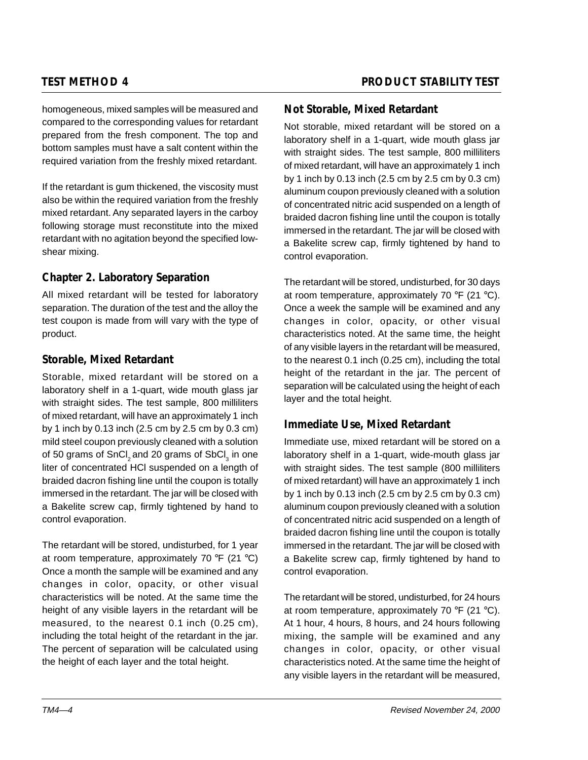homogeneous, mixed samples will be measured and compared to the corresponding values for retardant prepared from the fresh component. The top and bottom samples must have a salt content within the required variation from the freshly mixed retardant.

If the retardant is gum thickened, the viscosity must also be within the required variation from the freshly mixed retardant. Any separated layers in the carboy following storage must reconstitute into the mixed retardant with no agitation beyond the specified low-shear mixing.

## Chapter 2. Laboratory Separation

All mixed retardant will be tested for laboratory separation. The duration of the test and the alloy the test coupon is made from will vary with the type of product.

### Storable, Mixed Retardant

Storable, mixed retardant will be stored on a laboratory shelf in a 1-quart, wide mouth glass jar with straight sides. The test sample, 800 milliliters of mixed retardant, will have an approximately 1 inch by 1 inch by 0.13 inch (2.5 cm by 2.5 cm by 0.3 cm) mild steel coupon previously cleaned with a solution of 50 grams of $SnCl_2$ and 20 grams of $SbCl_3$ in one liter of concentrated HCl suspended on a length of braided dacron fishing line until the coupon is totally immersed in the retardant. The jar will be closed with a Bakelite screw cap, firmly tightened by hand to control evaporation.

The retardant will be stored, undisturbed, for 1 year at room temperature, approximately 70 °F (21 °C) Once a month the sample will be examined and any changes in color, opacity, or other visual characteristics will be noted. At the same time the height of any visible layers in the retardant will be measured, to the nearest 0.1 inch (0.25 cm), including the total height of the retardant in the jar. The percent of separation will be calculated using the height of each layer and the total height.

### Not Storable, Mixed Retardant

Not storable, mixed retardant will be stored on a laboratory shelf in a 1-quart, wide mouth glass jar with straight sides. The test sample, 800 milliliters of mixed retardant, will have an approximately 1 inch by 1 inch by 0.13 inch (2.5 cm by 2.5 cm by 0.3 cm) aluminum coupon previously cleaned with a solution of concentrated nitric acid suspended on a length of braided dacron fishing line until the coupon is totally immersed in the retardant. The jar will be closed with a Bakelite screw cap, firmly tightened by hand to control evaporation.

The retardant will be stored, undisturbed, for 30 days at room temperature, approximately 70 °F (21 °C). Once a week the sample will be examined and any changes in color, opacity, or other visual characteristics noted. At the same time, the height of any visible layers in the retardant will be measured, to the nearest 0.1 inch (0.25 cm), including the total height of the retardant in the jar. The percent of separation will be calculated using the height of each layer and the total height.

### Immediate Use, Mixed Retardant

Immediate use, mixed retardant will be stored on a laboratory shelf in a 1-quart, wide-mouth glass jar with straight sides. The test sample (800 milliliters of mixed retardant) will have an approximately 1 inch by 1 inch by 0.13 inch (2.5 cm by 2.5 cm by 0.3 cm) aluminum coupon previously cleaned with a solution of concentrated nitric acid suspended on a length of braided dacron fishing line until the coupon is totally immersed in the retardant. The jar will be closed with a Bakelite screw cap, firmly tightened by hand to control evaporation.

The retardant will be stored, undisturbed, for 24 hours at room temperature, approximately 70 °F (21 °C). At 1 hour, 4 hours, 8 hours, and 24 hours following mixing, the sample will be examined and any changes in color, opacity, or other visual characteristics noted. At the same time the height of any visible layers in the retardant will be measured,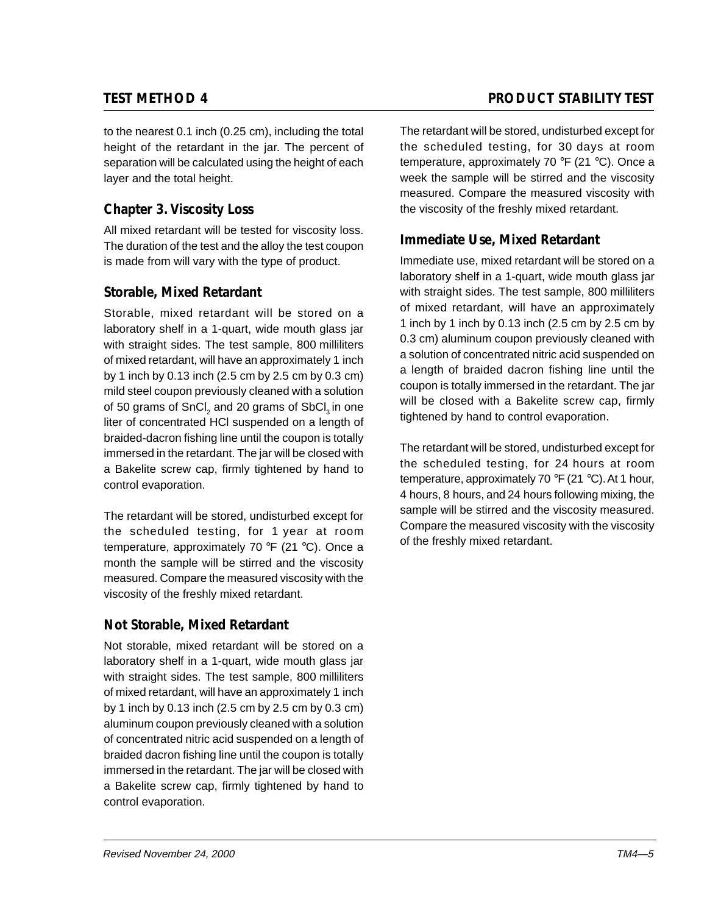to the nearest 0.1 inch (0.25 cm), including the total height of the retardant in the jar. The percent of separation will be calculated using the height of each layer and the total height.

## Chapter 3. Viscosity Loss

All mixed retardant will be tested for viscosity loss. The duration of the test and the alloy the test coupon is made from will vary with the type of product.

### Storable, Mixed Retardant

Storable, mixed retardant will be stored on a laboratory shelf in a 1-quart, wide mouth glass jar with straight sides. The test sample, 800 milliliters of mixed retardant, will have an approximately 1 inch by 1 inch by 0.13 inch (2.5 cm by 2.5 cm by 0.3 cm) mild steel coupon previously cleaned with a solution of 50 grams of $SnCl_2$ and 20 grams of $SbCl_3$ in one liter of concentrated HCl suspended on a length of braided-dacron fishing line until the coupon is totally immersed in the retardant. The jar will be closed with a Bakelite screw cap, firmly tightened by hand to control evaporation.

The retardant will be stored, undisturbed except for the scheduled testing, for 1 year at room temperature, approximately 70 °F (21 °C). Once a month the sample will be stirred and the viscosity measured. Compare the measured viscosity with the viscosity of the freshly mixed retardant.

### Not Storable, Mixed Retardant

Not storable, mixed retardant will be stored on a laboratory shelf in a 1-quart, wide mouth glass jar with straight sides. The test sample, 800 milliliters of mixed retardant, will have an approximately 1 inch by 1 inch by 0.13 inch (2.5 cm by 2.5 cm by 0.3 cm) aluminum coupon previously cleaned with a solution of concentrated nitric acid suspended on a length of braided dacron fishing line until the coupon is totally immersed in the retardant. The jar will be closed with a Bakelite screw cap, firmly tightened by hand to control evaporation.

The retardant will be stored, undisturbed except for the scheduled testing, for 30 days at room temperature, approximately 70 °F (21 °C). Once a week the sample will be stirred and the viscosity measured. Compare the measured viscosity with the viscosity of the freshly mixed retardant.

### Immediate Use, Mixed Retardant

Immediate use, mixed retardant will be stored on a laboratory shelf in a 1-quart, wide mouth glass jar with straight sides. The test sample, 800 milliliters of mixed retardant, will have an approximately 1 inch by 1 inch by 0.13 inch (2.5 cm by 2.5 cm by 0.3 cm) aluminum coupon previously cleaned with a solution of concentrated nitric acid suspended on a length of braided dacron fishing line until the coupon is totally immersed in the retardant. The jar will be closed with a Bakelite screw cap, firmly tightened by hand to control evaporation.

The retardant will be stored, undisturbed except for the scheduled testing, for 24 hours at room temperature, approximately 70 °F (21 °C). At 1 hour, 4 hours, 8 hours, and 24 hours following mixing, the sample will be stirred and the viscosity measured. Compare the measured viscosity with the viscosity of the freshly mixed retardant.